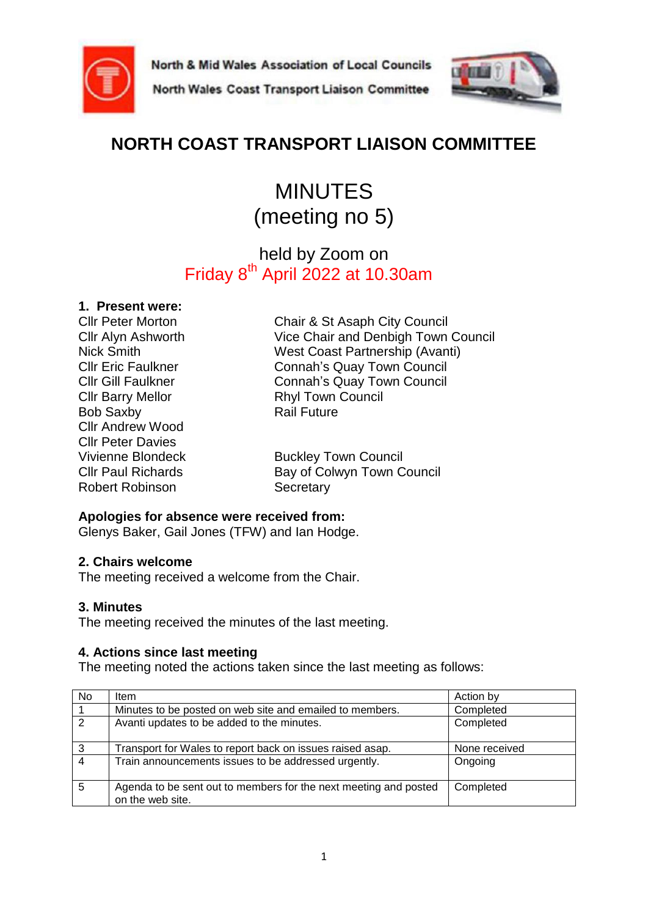North & Mid Wales Association of Local Councils

North Wales Coast Transport Liaison Committee

# NORTH COAST TRANSPORT LIAISON COMMITTEE

## MINUTES
## (meeting no 5)

held by Zoom on
Friday 8th April 2022 at 10.30am

**1. Present were:**

| | |
|---|---|
| Cllr Peter Morton | Chair & St Asaph City Council |
| Cllr Alyn Ashworth | Vice Chair and Denbigh Town Council |
| Nick Smith | West Coast Partnership (Avanti) |
| Cllr Eric Faulkner | Connah's Quay Town Council |
| Cllr Gill Faulkner | Connah's Quay Town Council |
| Cllr Barry Mellor | Rhyl Town Council |
| Bob Saxby | Rail Future |
| Cllr Andrew Wood | |
| Cllr Peter Davies | |
| Vivienne Blondeck | Buckley Town Council |
| Cllr Paul Richards | Bay of Colwyn Town Council |
| Robert Robinson | Secretary |

**Apologies for absence were received from:**
Glenys Baker, Gail Jones (TFW) and Ian Hodge.

**2. Chairs welcome**
The meeting received a welcome from the Chair.

**3. Minutes**
The meeting received the minutes of the last meeting.

**4. Actions since last meeting**
The meeting noted the actions taken since the last meeting as follows:

| No | Item | Action by |
|---|---|---|
| 1 | Minutes to be posted on web site and emailed to members. | Completed |
| 2 | Avanti updates to be added to the minutes. | Completed |
| 3 | Transport for Wales to report back on issues raised asap. | None received |
| 4 | Train announcements issues to be addressed urgently. | Ongoing |
| 5 | Agenda to be sent out to members for the next meeting and posted on the web site. | Completed |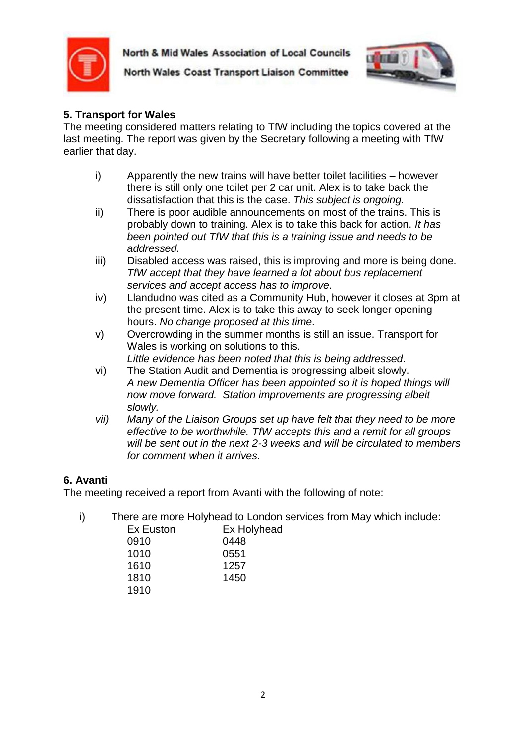## 5. Transport for Wales

The meeting considered matters relating to TfW including the topics covered at the last meeting. The report was given by the Secretary following a meeting with TfW earlier that day.

i) Apparently the new trains will have better toilet facilities – however there is still only one toilet per 2 car unit. Alex is to take back the dissatisfaction that this is the case. *This subject is ongoing.*

ii) There is poor audible announcements on most of the trains. This is probably down to training. Alex is to take this back for action. *It has been pointed out TfW that this is a training issue and needs to be addressed.*

iii) Disabled access was raised, this is improving and more is being done. *TfW accept that they have learned a lot about bus replacement services and accept access has to improve.*

iv) Llandudno was cited as a Community Hub, however it closes at 3pm at the present time. Alex is to take this away to seek longer opening hours. *No change proposed at this time.*

v) Overcrowding in the summer months is still an issue. Transport for Wales is working on solutions to this.
*Little evidence has been noted that this is being addressed.*

vi) The Station Audit and Dementia is progressing albeit slowly.
*A new Dementia Officer has been appointed so it is hoped things will now move forward. Station improvements are progressing albeit slowly.*

*vii) Many of the Liaison Groups set up have felt that they need to be more effective to be worthwhile. TfW accepts this and a remit for all groups will be sent out in the next 2-3 weeks and will be circulated to members for comment when it arrives.*

## 6. Avanti

The meeting received a report from Avanti with the following of note:

i) There are more Holyhead to London services from May which include:

| Ex Euston | Ex Holyhead |
|---|---|
| 0910 | 0448 |
| 1010 | 0551 |
| 1610 | 1257 |
| 1810 | 1450 |
| 1910 | |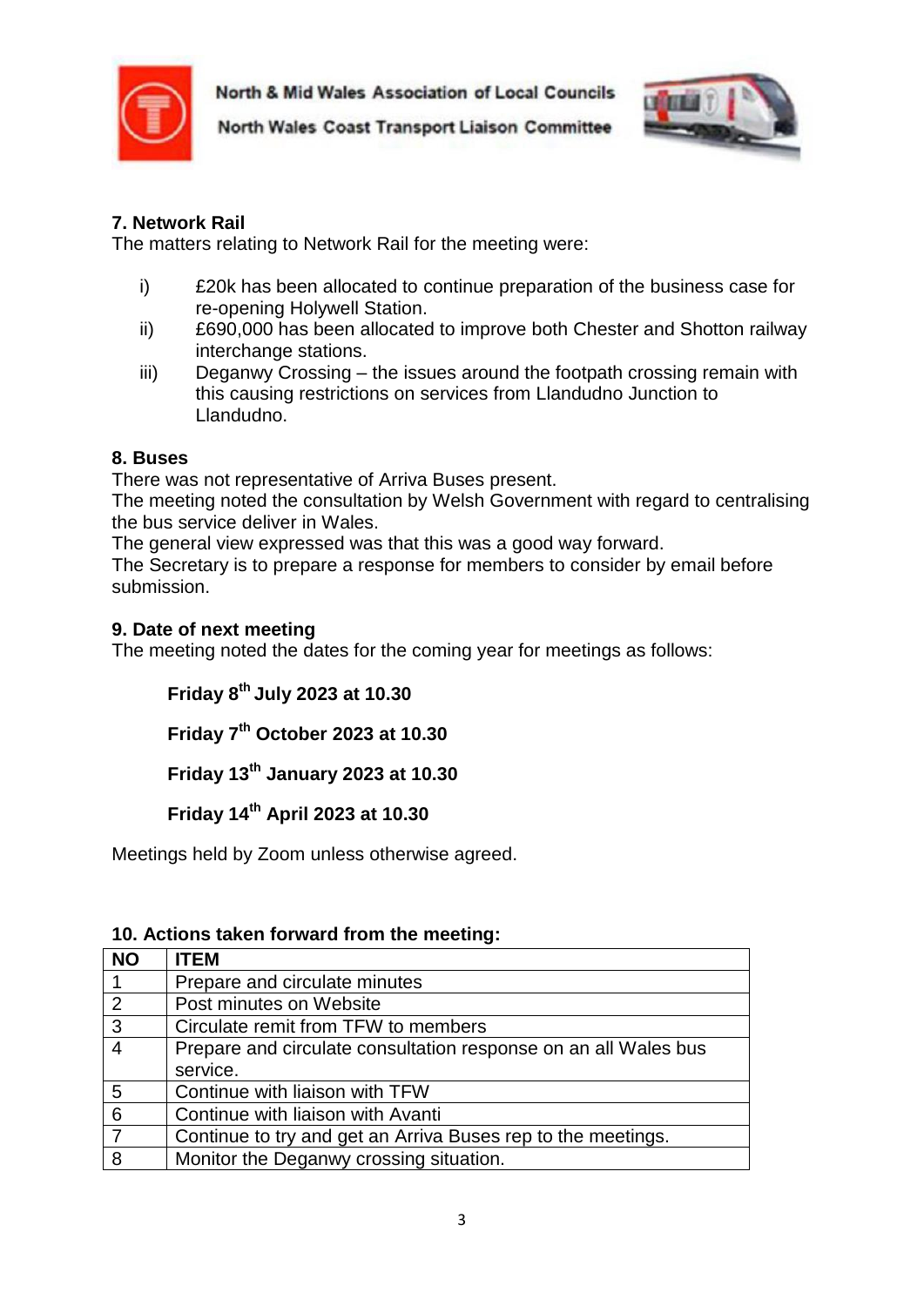## 7. Network Rail

The matters relating to Network Rail for the meeting were:

i) £20k has been allocated to continue preparation of the business case for re-opening Holywell Station.

ii) £690,000 has been allocated to improve both Chester and Shotton railway interchange stations.

iii) Deganwy Crossing – the issues around the footpath crossing remain with this causing restrictions on services from Llandudno Junction to Llandudno.

## 8. Buses

There was not representative of Arriva Buses present.
The meeting noted the consultation by Welsh Government with regard to centralising the bus service deliver in Wales.
The general view expressed was that this was a good way forward.
The Secretary is to prepare a response for members to consider by email before submission.

## 9. Date of next meeting

The meeting noted the dates for the coming year for meetings as follows:

**Friday 8th July 2023 at 10.30**

**Friday 7th October 2023 at 10.30**

**Friday 13th January 2023 at 10.30**

**Friday 14th April 2023 at 10.30**

Meetings held by Zoom unless otherwise agreed.

## 10. Actions taken forward from the meeting:

| NO | ITEM |
|---|---|
| 1 | Prepare and circulate minutes |
| 2 | Post minutes on Website |
| 3 | Circulate remit from TFW to members |
| 4 | Prepare and circulate consultation response on an all Wales bus service. |
| 5 | Continue with liaison with TFW |
| 6 | Continue with liaison with Avanti |
| 7 | Continue to try and get an Arriva Buses rep to the meetings. |
| 8 | Monitor the Deganwy crossing situation. |